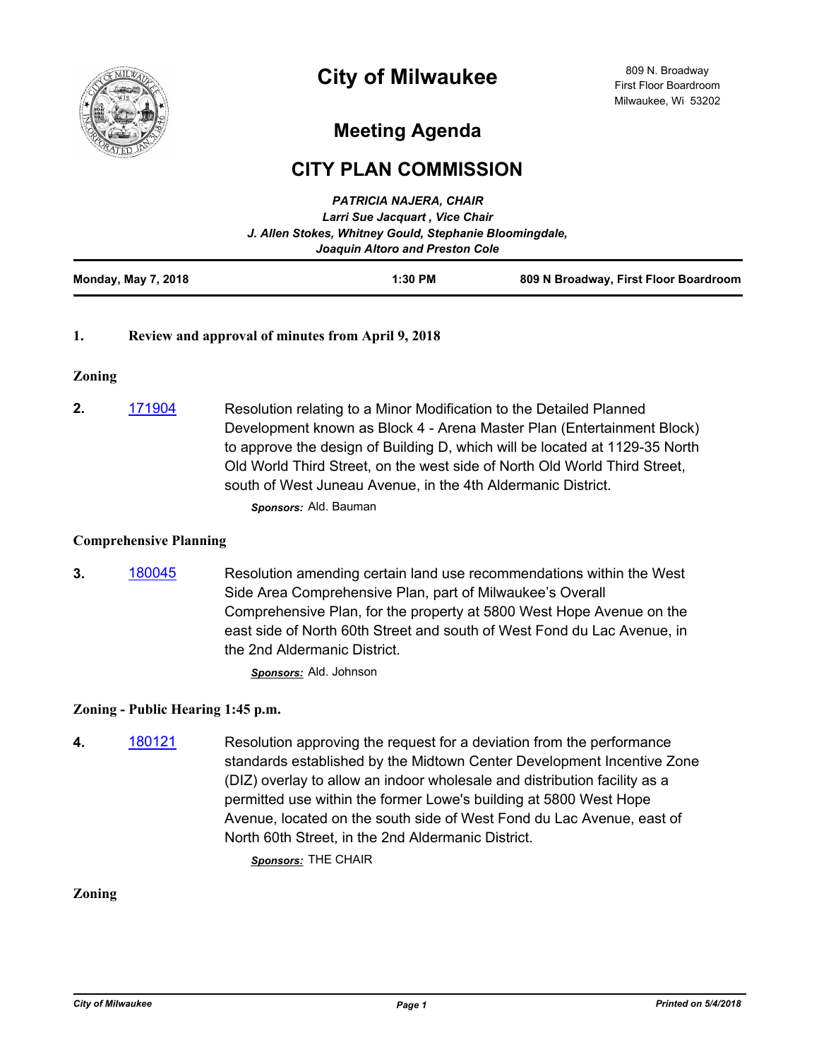# City of Milwaukee

809 N. Broadway
First Floor Boardroom
Milwaukee, Wi 53202

## Meeting Agenda

## CITY PLAN COMMISSION

*PATRICIA NAJERA, CHAIR*
*Larri Sue Jacquart , Vice Chair*
*J. Allen Stokes, Whitney Gould, Stephanie Bloomingdale, Joaquin Altoro and Preston Cole*

**Monday, May 7, 2018** | **1:30 PM** | **809 N Broadway, First Floor Boardroom**

**1. Review and approval of minutes from April 9, 2018**

### Zoning

**2.** 171904 — Resolution relating to a Minor Modification to the Detailed Planned Development known as Block 4 - Arena Master Plan (Entertainment Block) to approve the design of Building D, which will be located at 1129-35 North Old World Third Street, on the west side of North Old World Third Street, south of West Juneau Avenue, in the 4th Aldermanic District.

*Sponsors:* Ald. Bauman

### Comprehensive Planning

**3.** 180045 — Resolution amending certain land use recommendations within the West Side Area Comprehensive Plan, part of Milwaukee's Overall Comprehensive Plan, for the property at 5800 West Hope Avenue on the east side of North 60th Street and south of West Fond du Lac Avenue, in the 2nd Aldermanic District.

*Sponsors:* Ald. Johnson

### Zoning - Public Hearing 1:45 p.m.

**4.** 180121 — Resolution approving the request for a deviation from the performance standards established by the Midtown Center Development Incentive Zone (DIZ) overlay to allow an indoor wholesale and distribution facility as a permitted use within the former Lowe's building at 5800 West Hope Avenue, located on the south side of West Fond du Lac Avenue, east of North 60th Street, in the 2nd Aldermanic District.

*Sponsors:* THE CHAIR

### Zoning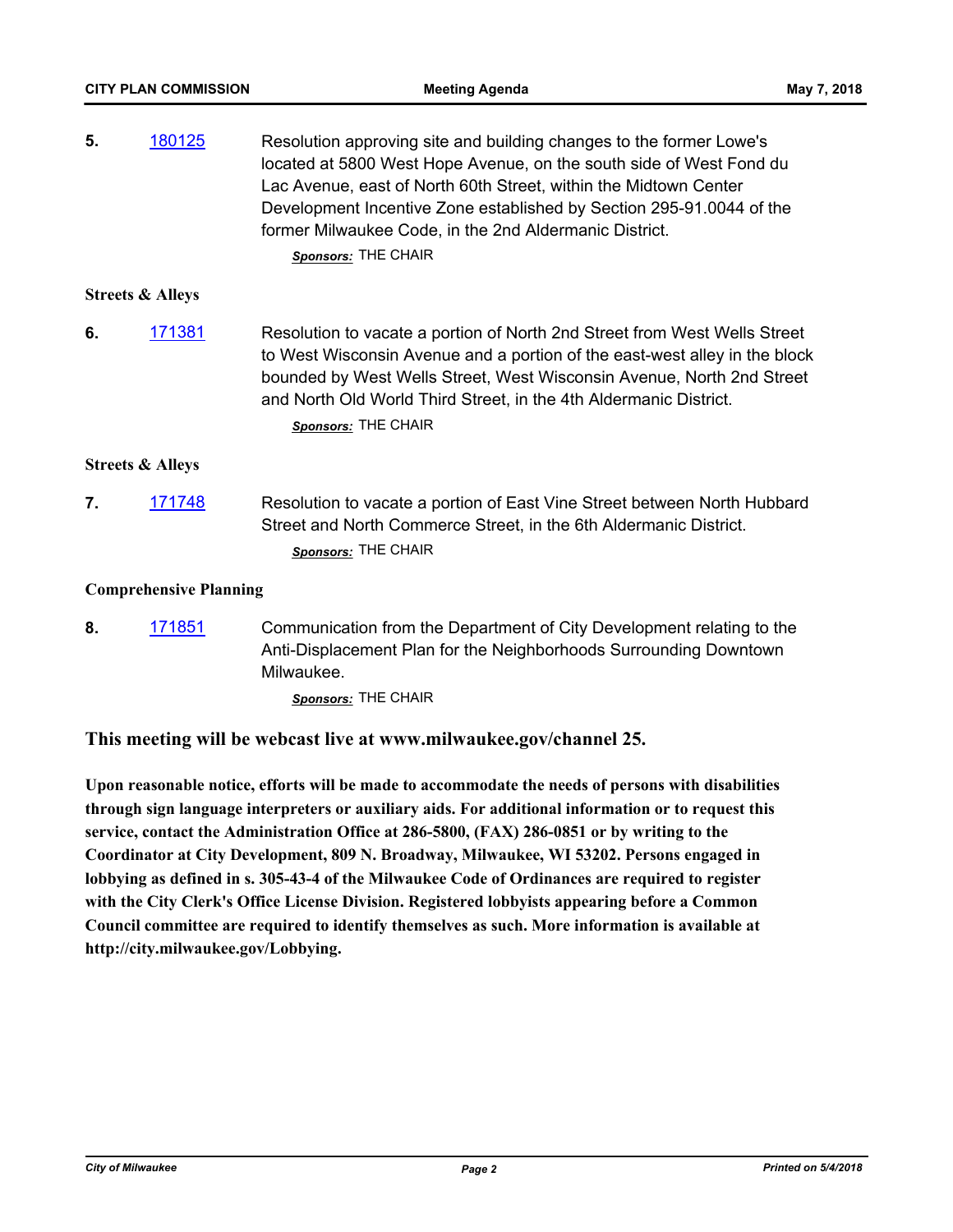**5.** 180125 Resolution approving site and building changes to the former Lowe's located at 5800 West Hope Avenue, on the south side of West Fond du Lac Avenue, east of North 60th Street, within the Midtown Center Development Incentive Zone established by Section 295-91.0044 of the former Milwaukee Code, in the 2nd Aldermanic District.

***Sponsors:*** THE CHAIR

**Streets & Alleys**

**6.** 171381 Resolution to vacate a portion of North 2nd Street from West Wells Street to West Wisconsin Avenue and a portion of the east-west alley in the block bounded by West Wells Street, West Wisconsin Avenue, North 2nd Street and North Old World Third Street, in the 4th Aldermanic District.

***Sponsors:*** THE CHAIR

**Streets & Alleys**

**7.** 171748 Resolution to vacate a portion of East Vine Street between North Hubbard Street and North Commerce Street, in the 6th Aldermanic District.

***Sponsors:*** THE CHAIR

**Comprehensive Planning**

**8.** 171851 Communication from the Department of City Development relating to the Anti-Displacement Plan for the Neighborhoods Surrounding Downtown Milwaukee.

***Sponsors:*** THE CHAIR

**This meeting will be webcast live at www.milwaukee.gov/channel 25.**

**Upon reasonable notice, efforts will be made to accommodate the needs of persons with disabilities through sign language interpreters or auxiliary aids. For additional information or to request this service, contact the Administration Office at 286-5800, (FAX) 286-0851 or by writing to the Coordinator at City Development, 809 N. Broadway, Milwaukee, WI 53202. Persons engaged in lobbying as defined in s. 305-43-4 of the Milwaukee Code of Ordinances are required to register with the City Clerk's Office License Division. Registered lobbyists appearing before a Common Council committee are required to identify themselves as such. More information is available at http://city.milwaukee.gov/Lobbying.**